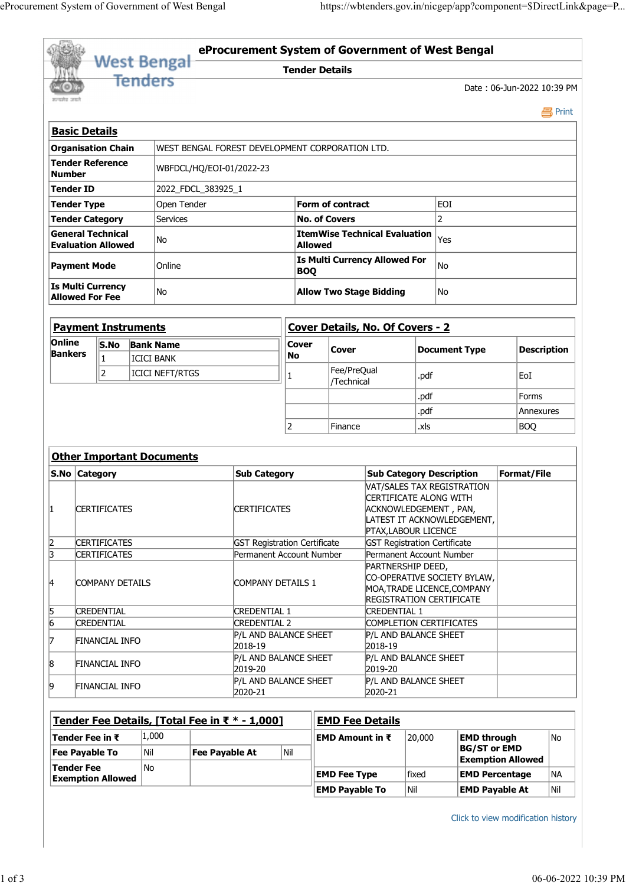# eProcurement System of Government of West Bengal

## Tender Details

Date : 06-Jun-2022 10:39 PM

Print

### Basic Details

| | | | |
|---|---|---|---|
| **Organisation Chain** | WEST BENGAL FOREST DEVELOPMENT CORPORATION LTD. | | |
| **Tender Reference Number** | WBFDCL/HQ/EOI-01/2022-23 | | |
| **Tender ID** | 2022_FDCL_383925_1 | | |
| **Tender Type** | Open Tender | **Form of contract** | EOI |
| **Tender Category** | Services | **No. of Covers** | 2 |
| **General Technical Evaluation Allowed** | No | **ItemWise Technical Evaluation Allowed** | Yes |
| **Payment Mode** | Online | **Is Multi Currency Allowed For BOQ** | No |
| **Is Multi Currency Allowed For Fee** | No | **Allow Two Stage Bidding** | No |

### Payment Instruments

**Online Bankers**

| S.No | Bank Name |
|---|---|
| 1 | ICICI BANK |
| 2 | ICICI NEFT/RTGS |

### Cover Details, No. Of Covers - 2

| Cover No | Cover | Document Type | Description |
|---|---|---|---|
| 1 | Fee/PreQual /Technical | .pdf | EoI |
| | | .pdf | Forms |
| | | .pdf | Annexures |
| 2 | Finance | .xls | BOQ |

### Other Important Documents

| S.No | Category | Sub Category | Sub Category Description | Format/File |
|---|---|---|---|---|
| 1 | CERTIFICATES | CERTIFICATES | VAT/SALES TAX REGISTRATION CERTIFICATE ALONG WITH ACKNOWLEDGEMENT , PAN, LATEST IT ACKNOWLEDGEMENT, PTAX,LABOUR LICENCE | |
| 2 | CERTIFICATES | GST Registration Certificate | GST Registration Certificate | |
| 3 | CERTIFICATES | Permanent Account Number | Permanent Account Number | |
| 4 | COMPANY DETAILS | COMPANY DETAILS 1 | PARTNERSHIP DEED, CO-OPERATIVE SOCIETY BYLAW, MOA,TRADE LICENCE,COMPANY REGISTRATION CERTIFICATE | |
| 5 | CREDENTIAL | CREDENTIAL 1 | CREDENTIAL 1 | |
| 6 | CREDENTIAL | CREDENTIAL 2 | COMPLETION CERTIFICATES | |
| 7 | FINANCIAL INFO | P/L AND BALANCE SHEET 2018-19 | P/L AND BALANCE SHEET 2018-19 | |
| 8 | FINANCIAL INFO | P/L AND BALANCE SHEET 2019-20 | P/L AND BALANCE SHEET 2019-20 | |
| 9 | FINANCIAL INFO | P/L AND BALANCE SHEET 2020-21 | P/L AND BALANCE SHEET 2020-21 | |

### Tender Fee Details, [Total Fee in ₹ * - 1,000]

| | | | |
|---|---|---|---|
| **Tender Fee in ₹** | 1,000 | | |
| **Fee Payable To** | Nil | **Fee Payable At** | Nil |
| **Tender Fee Exemption Allowed** | No | | |

### EMD Fee Details

| | | | |
|---|---|---|---|
| **EMD Amount in ₹** | 20,000 | **EMD through BG/ST or EMD Exemption Allowed** | No |
| **EMD Fee Type** | fixed | **EMD Percentage** | NA |
| **EMD Payable To** | Nil | **EMD Payable At** | Nil |

Click to view modification history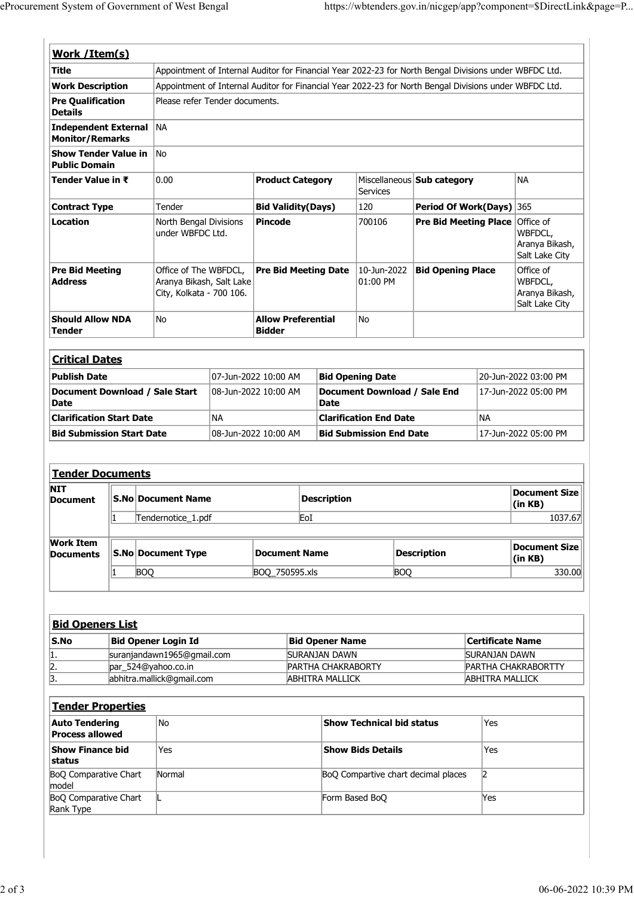## Work /Item(s)

| | | | | | | | |
|---|---|---|---|---|---|---|---|
| **Title** | Appointment of Internal Auditor for Financial Year 2022-23 for North Bengal Divisions under WBFDC Ltd. | | | | | | |
| **Work Description** | Appointment of Internal Auditor for Financial Year 2022-23 for North Bengal Divisions under WBFDC Ltd. | | | | | | |
| **Pre Qualification Details** | Please refer Tender documents. | | | | | | |
| **Independent External Monitor/Remarks** | NA | | | | | | |
| **Show Tender Value in Public Domain** | No | | | | | | |
| **Tender Value in ₹** | 0.00 | **Product Category** | Miscellaneous Services | **Sub category** | NA | | |
| **Contract Type** | Tender | **Bid Validity(Days)** | 120 | **Period Of Work(Days)** | 365 | | |
| **Location** | North Bengal Divisions under WBFDC Ltd. | **Pincode** | 700106 | **Pre Bid Meeting Place** | Office of WBFDCL, Aranya Bikash, Salt Lake City | | |
| **Pre Bid Meeting Address** | Office of The WBFDCL, Aranya Bikash, Salt Lake City, Kolkata - 700 106. | **Pre Bid Meeting Date** | 10-Jun-2022 01:00 PM | **Bid Opening Place** | Office of WBFDCL, Aranya Bikash, Salt Lake City | | |
| **Should Allow NDA Tender** | No | **Allow Preferential Bidder** | No | | | | |

## Critical Dates

| | | | |
|---|---|---|---|
| **Publish Date** | 07-Jun-2022 10:00 AM | **Bid Opening Date** | 20-Jun-2022 03:00 PM |
| **Document Download / Sale Start Date** | 08-Jun-2022 10:00 AM | **Document Download / Sale End Date** | 17-Jun-2022 05:00 PM |
| **Clarification Start Date** | NA | **Clarification End Date** | NA |
| **Bid Submission Start Date** | 08-Jun-2022 10:00 AM | **Bid Submission End Date** | 17-Jun-2022 05:00 PM |

## Tender Documents

**NIT Document**

| S.No | Document Name | Description | Document Size (in KB) |
|---|---|---|---|
| 1 | Tendernotice_1.pdf | EoI | 1037.67 |

**Work Item Documents**

| S.No | Document Type | Document Name | Description | Document Size (in KB) |
|---|---|---|---|---|
| 1 | BOQ | BOQ_750595.xls | BOQ | 330.00 |

## Bid Openers List

| S.No | Bid Opener Login Id | Bid Opener Name | Certificate Name |
|---|---|---|---|
| 1. | suranjandawn1965@gmail.com | SURANJAN DAWN | SURANJAN DAWN |
| 2. | par_524@yahoo.co.in | PARTHA CHAKRABORTY | PARTHA CHAKRABORTTY |
| 3. | abhitra.mallick@gmail.com | ABHITRA MALLICK | ABHITRA MALLICK |

## Tender Properties

| | | | |
|---|---|---|---|
| **Auto Tendering Process allowed** | No | **Show Technical bid status** | Yes |
| **Show Finance bid status** | Yes | **Show Bids Details** | Yes |
| BoQ Comparative Chart model | Normal | BoQ Compartive chart decimal places | 2 |
| BoQ Comparative Chart Rank Type | L | Form Based BoQ | Yes |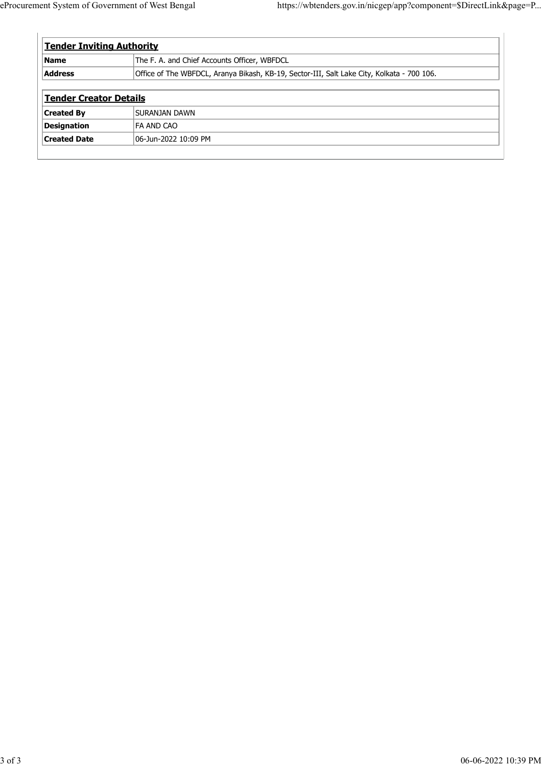### Tender Inviting Authority

| | |
|---|---|
| **Name** | The F. A. and Chief Accounts Officer, WBFDCL |
| **Address** | Office of The WBFDCL, Aranya Bikash, KB-19, Sector-III, Salt Lake City, Kolkata - 700 106. |

### Tender Creator Details

| | |
|---|---|
| **Created By** | SURANJAN DAWN |
| **Designation** | FA AND CAO |
| **Created Date** | 06-Jun-2022 10:09 PM |